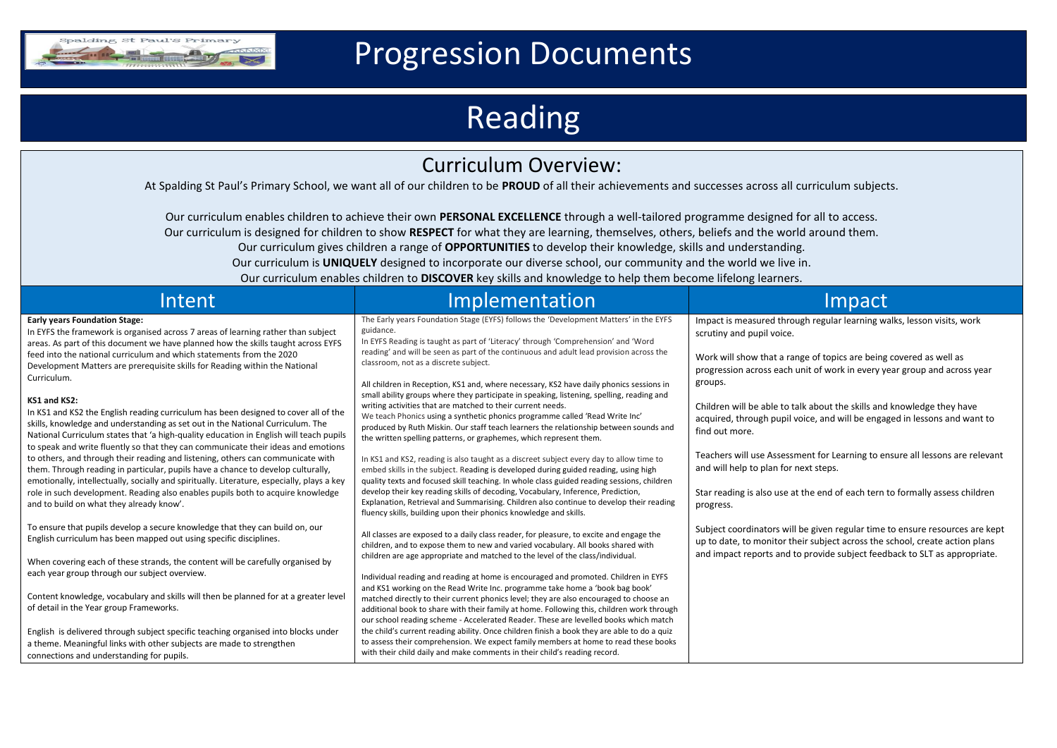# Progression Documents

# Reading

## Curriculum Overview:

At Spalding St Paul's Primary School, we want all of our children to be **PROUD** of all their achievements and successes across all curriculum subjects.

Our curriculum enables children to achieve their own **PERSONAL EXCELLENCE** through a well-tailored programme designed for all to access.
Our curriculum is designed for children to show **RESPECT** for what they are learning, themselves, others, beliefs and the world around them.
Our curriculum gives children a range of **OPPORTUNITIES** to develop their knowledge, skills and understanding.
Our curriculum is **UNIQUELY** designed to incorporate our diverse school, our community and the world we live in.
Our curriculum enables children to **DISCOVER** key skills and knowledge to help them become lifelong learners.

## Intent

**Early years Foundation Stage:**
In EYFS the framework is organised across 7 areas of learning rather than subject areas. As part of this document we have planned how the skills taught across EYFS feed into the national curriculum and which statements from the 2020 Development Matters are prerequisite skills for Reading within the National Curriculum.

**KS1 and KS2:**
In KS1 and KS2 the English reading curriculum has been designed to cover all of the skills, knowledge and understanding as set out in the National Curriculum. The National Curriculum states that 'a high-quality education in English will teach pupils to speak and write fluently so that they can communicate their ideas and emotions to others, and through their reading and listening, others can communicate with them. Through reading in particular, pupils have a chance to develop culturally, emotionally, intellectually, socially and spiritually. Literature, especially, plays a key role in such development. Reading also enables pupils both to acquire knowledge and to build on what they already know'.

To ensure that pupils develop a secure knowledge that they can build on, our English curriculum has been mapped out using specific disciplines.

When covering each of these strands, the content will be carefully organised by each year group through our subject overview.

Content knowledge, vocabulary and skills will then be planned for at a greater level of detail in the Year group Frameworks.

English is delivered through subject specific teaching organised into blocks under a theme. Meaningful links with other subjects are made to strengthen connections and understanding for pupils.

## Implementation

The Early years Foundation Stage (EYFS) follows the 'Development Matters' in the EYFS guidance.
In EYFS Reading is taught as part of 'Literacy' through 'Comprehension' and 'Word reading' and will be seen as part of the continuous and adult lead provision across the classroom, not as a discrete subject.

All children in Reception, KS1 and, where necessary, KS2 have daily phonics sessions in small ability groups where they participate in speaking, listening, spelling, reading and writing activities that are matched to their current needs.
We teach Phonics using a synthetic phonics programme called 'Read Write Inc' produced by Ruth Miskin. Our staff teach learners the relationship between sounds and the written spelling patterns, or graphemes, which represent them.

In KS1 and KS2, reading is also taught as a discreet subject every day to allow time to embed skills in the subject. Reading is developed during guided reading, using high quality texts and focused skill teaching. In whole class guided reading sessions, children develop their key reading skills of decoding, Vocabulary, Inference, Prediction, Explanation, Retrieval and Summarising. Children also continue to develop their reading fluency skills, building upon their phonics knowledge and skills.

All classes are exposed to a daily class reader, for pleasure, to excite and engage the children, and to expose them to new and varied vocabulary. All books shared with children are age appropriate and matched to the level of the class/individual.

Individual reading and reading at home is encouraged and promoted. Children in EYFS and KS1 working on the Read Write Inc. programme take home a 'book bag book' matched directly to their current phonics level; they are also encouraged to choose an additional book to share with their family at home. Following this, children work through our school reading scheme - Accelerated Reader. These are levelled books which match the child's current reading ability. Once children finish a book they are able to do a quiz to assess their comprehension. We expect family members at home to read these books with their child daily and make comments in their child's reading record.

## Impact

Impact is measured through regular learning walks, lesson visits, work scrutiny and pupil voice.

Work will show that a range of topics are being covered as well as progression across each unit of work in every year group and across year groups.

Children will be able to talk about the skills and knowledge they have acquired, through pupil voice, and will be engaged in lessons and want to find out more.

Teachers will use Assessment for Learning to ensure all lessons are relevant and will help to plan for next steps.

Star reading is also use at the end of each tern to formally assess children progress.

Subject coordinators will be given regular time to ensure resources are kept up to date, to monitor their subject across the school, create action plans and impact reports and to provide subject feedback to SLT as appropriate.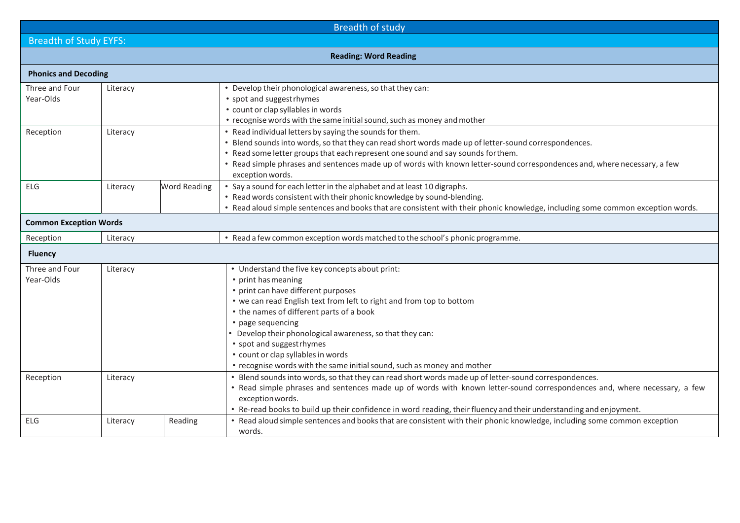# Breadth of study

## Breadth of Study EYFS:

### Reading: Word Reading

#### Phonics and Decoding

| Stage | Area | Aspect | Content |
|---|---|---|---|
| Three and Four Year-Olds | Literacy | | • Develop their phonological awareness, so that they can:<br>• spot and suggest rhymes<br>• count or clap syllables in words<br>• recognise words with the same initial sound, such as money and mother |
| Reception | Literacy | | • Read individual letters by saying the sounds for them.<br>• Blend sounds into words, so that they can read short words made up of letter-sound correspondences.<br>• Read some letter groups that each represent one sound and say sounds for them.<br>• Read simple phrases and sentences made up of words with known letter-sound correspondences and, where necessary, a few exception words. |
| ELG | Literacy | Word Reading | • Say a sound for each letter in the alphabet and at least 10 digraphs.<br>• Read words consistent with their phonic knowledge by sound-blending.<br>• Read aloud simple sentences and books that are consistent with their phonic knowledge, including some common exception words. |

#### Common Exception Words

| Stage | Area | Aspect | Content |
|---|---|---|---|
| Reception | Literacy | | • Read a few common exception words matched to the school's phonic programme. |

#### Fluency

| Stage | Area | Aspect | Content |
|---|---|---|---|
| Three and Four Year-Olds | Literacy | | • Understand the five key concepts about print:<br>• print has meaning<br>• print can have different purposes<br>• we can read English text from left to right and from top to bottom<br>• the names of different parts of a book<br>• page sequencing<br>• Develop their phonological awareness, so that they can:<br>• spot and suggest rhymes<br>• count or clap syllables in words<br>• recognise words with the same initial sound, such as money and mother |
| Reception | Literacy | | • Blend sounds into words, so that they can read short words made up of letter-sound correspondences.<br>• Read simple phrases and sentences made up of words with known letter-sound correspondences and, where necessary, a few exception words.<br>• Re-read books to build up their confidence in word reading, their fluency and their understanding and enjoyment. |
| ELG | Literacy | Reading | • Read aloud simple sentences and books that are consistent with their phonic knowledge, including some common exception words. |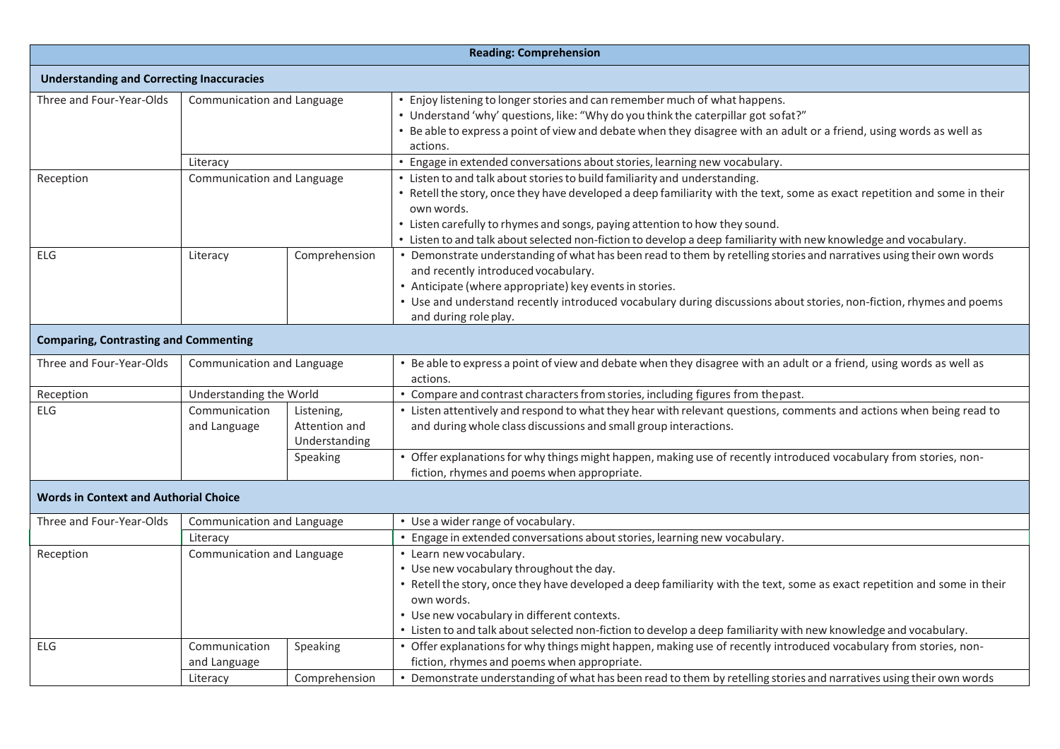| Reading: Comprehension | | | |
|---|---|---|---|
| **Understanding and Correcting Inaccuracies** | | | |
| Three and Four-Year-Olds | Communication and Language | | • Enjoy listening to longer stories and can remember much of what happens.<br>• Understand 'why' questions, like: "Why do you think the caterpillar got so fat?"<br>• Be able to express a point of view and debate when they disagree with an adult or a friend, using words as well as actions. |
| | Literacy | | • Engage in extended conversations about stories, learning new vocabulary. |
| Reception | Communication and Language | | • Listen to and talk about stories to build familiarity and understanding.<br>• Retell the story, once they have developed a deep familiarity with the text, some as exact repetition and some in their own words.<br>• Listen carefully to rhymes and songs, paying attention to how they sound.<br>• Listen to and talk about selected non-fiction to develop a deep familiarity with new knowledge and vocabulary. |
| ELG | Literacy | Comprehension | • Demonstrate understanding of what has been read to them by retelling stories and narratives using their own words and recently introduced vocabulary.<br>• Anticipate (where appropriate) key events in stories.<br>• Use and understand recently introduced vocabulary during discussions about stories, non-fiction, rhymes and poems and during role play. |
| **Comparing, Contrasting and Commenting** | | | |
| Three and Four-Year-Olds | Communication and Language | | • Be able to express a point of view and debate when they disagree with an adult or a friend, using words as well as actions. |
| Reception | Understanding the World | | • Compare and contrast characters from stories, including figures from the past. |
| ELG | Communication and Language | Listening, Attention and Understanding | • Listen attentively and respond to what they hear with relevant questions, comments and actions when being read to and during whole class discussions and small group interactions. |
| | | Speaking | • Offer explanations for why things might happen, making use of recently introduced vocabulary from stories, non-fiction, rhymes and poems when appropriate. |
| **Words in Context and Authorial Choice** | | | |
| Three and Four-Year-Olds | Communication and Language | | • Use a wider range of vocabulary. |
| | Literacy | | • Engage in extended conversations about stories, learning new vocabulary. |
| Reception | Communication and Language | | • Learn new vocabulary.<br>• Use new vocabulary throughout the day.<br>• Retell the story, once they have developed a deep familiarity with the text, some as exact repetition and some in their own words.<br>• Use new vocabulary in different contexts.<br>• Listen to and talk about selected non-fiction to develop a deep familiarity with new knowledge and vocabulary. |
| ELG | Communication and Language | Speaking | • Offer explanations for why things might happen, making use of recently introduced vocabulary from stories, non-fiction, rhymes and poems when appropriate. |
| | Literacy | Comprehension | • Demonstrate understanding of what has been read to them by retelling stories and narratives using their own words |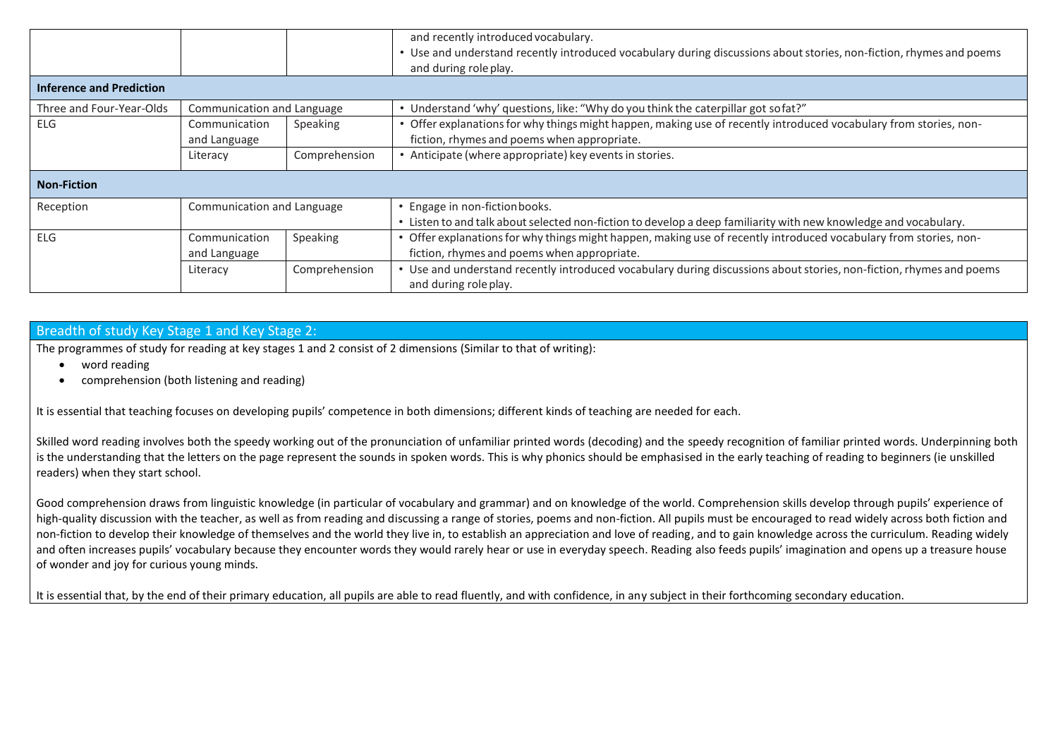| | | | |
|---|---|---|---|
| | | | and recently introduced vocabulary.<br>• Use and understand recently introduced vocabulary during discussions about stories, non-fiction, rhymes and poems and during role play. |
| **Inference and Prediction** | | | |
| Three and Four-Year-Olds | Communication and Language | | • Understand 'why' questions, like: "Why do you think the caterpillar got so fat?" |
| ELG | Communication and Language | Speaking | • Offer explanations for why things might happen, making use of recently introduced vocabulary from stories, non-fiction, rhymes and poems when appropriate. |
| | Literacy | Comprehension | • Anticipate (where appropriate) key events in stories. |
| **Non-Fiction** | | | |
| Reception | Communication and Language | | • Engage in non-fiction books.<br>• Listen to and talk about selected non-fiction to develop a deep familiarity with new knowledge and vocabulary. |
| ELG | Communication and Language | Speaking | • Offer explanations for why things might happen, making use of recently introduced vocabulary from stories, non-fiction, rhymes and poems when appropriate. |
| | Literacy | Comprehension | • Use and understand recently introduced vocabulary during discussions about stories, non-fiction, rhymes and poems and during role play. |

## Breadth of study Key Stage 1 and Key Stage 2:

The programmes of study for reading at key stages 1 and 2 consist of 2 dimensions (Similar to that of writing):

- word reading
- comprehension (both listening and reading)

It is essential that teaching focuses on developing pupils' competence in both dimensions; different kinds of teaching are needed for each.

Skilled word reading involves both the speedy working out of the pronunciation of unfamiliar printed words (decoding) and the speedy recognition of familiar printed words. Underpinning both is the understanding that the letters on the page represent the sounds in spoken words. This is why phonics should be emphasised in the early teaching of reading to beginners (ie unskilled readers) when they start school.

Good comprehension draws from linguistic knowledge (in particular of vocabulary and grammar) and on knowledge of the world. Comprehension skills develop through pupils' experience of high-quality discussion with the teacher, as well as from reading and discussing a range of stories, poems and non-fiction. All pupils must be encouraged to read widely across both fiction and non-fiction to develop their knowledge of themselves and the world they live in, to establish an appreciation and love of reading, and to gain knowledge across the curriculum. Reading widely and often increases pupils' vocabulary because they encounter words they would rarely hear or use in everyday speech. Reading also feeds pupils' imagination and opens up a treasure house of wonder and joy for curious young minds.

It is essential that, by the end of their primary education, all pupils are able to read fluently, and with confidence, in any subject in their forthcoming secondary education.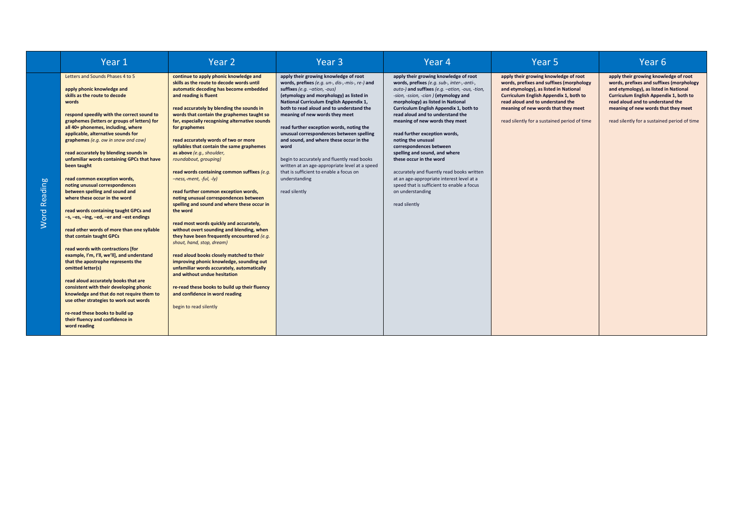| | Year 1 | Year 2 | Year 3 | Year 4 | Year 5 | Year 6 |
|---|---|---|---|---|---|---|
| Word Reading | Letters and Sounds Phases 4 to 5<br><br>**apply phonic knowledge and skills as the route to decode words**<br><br>**respond speedily with the correct sound to graphemes (letters or groups of letters) for all 40+ phonemes, including, where applicable, alternative sounds for graphemes** *(e.g. ow in snow and cow)*<br><br>**read accurately by blending sounds in unfamiliar words containing GPCs that have been taught**<br><br>**read common exception words, noting unusual correspondences between spelling and sound and where these occur in the word**<br><br>**read words containing taught GPCs and –s, –es, –ing, –ed, –er and –est endings**<br><br>**read other words of more than one syllable that contain taught GPCs**<br><br>**read words with contractions [for example, I'm, I'll, we'll], and understand that the apostrophe represents the omitted letter(s)**<br><br>**read aloud accurately books that are consistent with their developing phonic knowledge and that do not require them to use other strategies to work out words**<br><br>**re-read these books to build up their fluency and confidence in word reading** | **continue to apply phonic knowledge and skills as the route to decode words until automatic decoding has become embedded and reading is fluent**<br><br>**read accurately by blending the sounds in words that contain the graphemes taught so far, especially recognising alternative sounds for graphemes**<br><br>**read accurately words of two or more syllables that contain the same graphemes as above** *(e.g., shoulder, roundabout, grouping)*<br><br>**read words containing common suffixes** *(e.g. –ness,-ment, -ful, -ly)*<br><br>**read further common exception words, noting unusual correspondences between spelling and sound and where these occur in the word**<br><br>**read most words quickly and accurately, without overt sounding and blending, when they have been frequently encountered** *(e.g. shout, hand, stop, dream)*<br><br>**read aloud books closely matched to their improving phonic knowledge, sounding out unfamiliar words accurately, automatically and without undue hesitation**<br><br>**re-read these books to build up their fluency and confidence in word reading**<br><br>begin to read silently | **apply their growing knowledge of root words, prefixes** *(e.g. un-, dis-,-mis-, re-)* **and suffixes** *(e.g. –ation, -ous)* **(etymology and morphology) as listed in National Curriculum English Appendix 1, both to read aloud and to understand the meaning of new words they meet**<br><br>**read further exception words, noting the unusual correspondences between spelling and sound, and where these occur in the word**<br><br>begin to accurately and fluently read books written at an age-appropriate level at a speed that is sufficient to enable a focus on understanding<br><br>read silently | **apply their growing knowledge of root words, prefixes** *(e.g. sub-, inter-,-anti-, auto-)* **and suffixes** *(e.g. –ation, -ous, -tion, -sion, -ssion, -cian )* **(etymology and morphology) as listed in National Curriculum English Appendix 1, both to read aloud and to understand the meaning of new words they meet**<br><br>**read further exception words, noting the unusual correspondences between spelling and sound, and where these occur in the word**<br><br>accurately and fluently read books written at an age-appropriate interest level at a speed that is sufficient to enable a focus on understanding<br><br>read silently | **apply their growing knowledge of root words, prefixes and suffixes (morphology and etymology), as listed in National Curriculum English Appendix 1, both to read aloud and to understand the meaning of new words that they meet**<br><br>read silently for a sustained period of time | **apply their growing knowledge of root words, prefixes and suffixes (morphology and etymology), as listed in National Curriculum English Appendix 1, both to read aloud and to understand the meaning of new words that they meet**<br><br>read silently for a sustained period of time |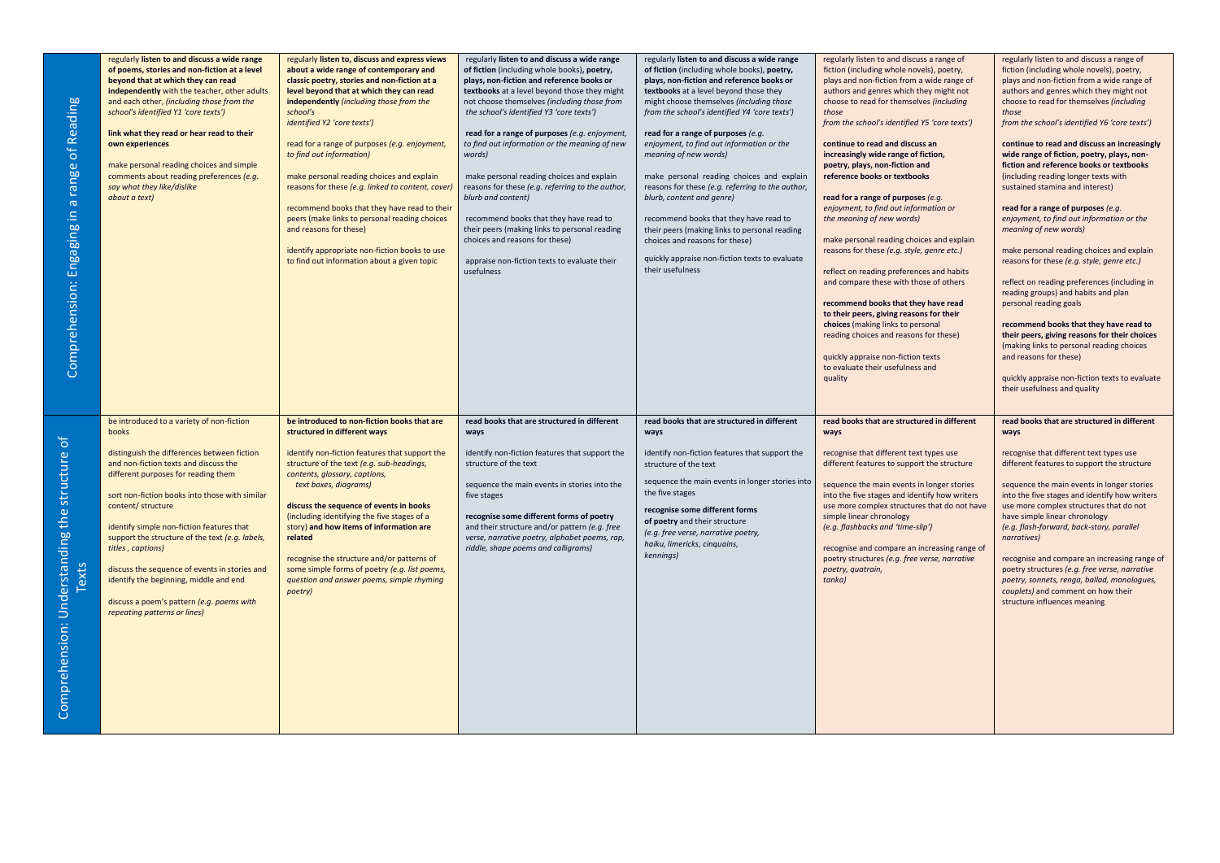| | | | | | | |
|---|---|---|---|---|---|---|
| Comprehension: Engaging in a range of Reading | regularly **listen to and discuss a wide range of poems, stories and non-fiction at a level beyond that at which they can read independently** with the teacher, other adults and each other, *(including those from the school's identified Y1 'core texts')*<br><br>**link what they read or hear read to their own experiences**<br><br>make personal reading choices and simple comments about reading preferences *(e.g. say what they like/dislike about a text)* | regularly **listen to, discuss and express views about a wide range of contemporary and classic poetry, stories and non-fiction at a level beyond that at which they can read independently** *(including those from the school's identified Y2 'core texts')*<br><br>read for a range of purposes *(e.g. enjoyment, to find out information)*<br><br>make personal reading choices and explain reasons for these *(e.g. linked to content, cover)*<br><br>recommend books that they have read to their peers (make links to personal reading choices and reasons for these)<br><br>identify appropriate non-fiction books to use to find out information about a given topic | regularly **listen to and discuss a wide range of fiction** (including whole books)**, poetry, plays, non-fiction and reference books or textbooks** at a level beyond those they might not choose themselves *(including those from the school's identified Y3 'core texts')*<br><br>**read for a range of purposes** *(e.g. enjoyment, to find out information or the meaning of new words)*<br><br>make personal reading choices and explain reasons for these *(e.g. referring to the author, blurb and content)*<br><br>recommend books that they have read to their peers (making links to personal reading choices and reasons for these)<br><br>appraise non-fiction texts to evaluate their usefulness | regularly **listen to and discuss a wide range of fiction** (including whole books), **poetry, plays, non-fiction and reference books or textbooks** at a level beyond those they might choose themselves *(including those from the school's identified Y4 'core texts')*<br><br>**read for a range of purposes** *(e.g. enjoyment, to find out information or the meaning of new words)*<br><br>make personal reading choices and explain reasons for these *(e.g. referring to the author, blurb, content and genre)*<br><br>recommend books that they have read to their peers (making links to personal reading choices and reasons for these)<br><br>quickly appraise non-fiction texts to evaluate their usefulness | regularly listen to and discuss a range of fiction (including whole novels), poetry, plays and non-fiction from a wide range of authors and genres which they might not choose to read for themselves *(including those from the school's identified Y5 'core texts')*<br><br>**continue to read and discuss an increasingly wide range of fiction, poetry, plays, non-fiction and reference books or textbooks**<br><br>**read for a range of purposes** *(e.g. enjoyment, to find out information or the meaning of new words)*<br><br>make personal reading choices and explain reasons for these *(e.g. style, genre etc.)*<br><br>reflect on reading preferences and habits and compare these with those of others<br><br>**recommend books that they have read to their peers, giving reasons for their choices** (making links to personal reading choices and reasons for these)<br><br>quickly appraise non-fiction texts to evaluate their usefulness and quality | regularly listen to and discuss a range of fiction (including whole novels), poetry, plays and non-fiction from a wide range of authors and genres which they might not choose to read for themselves *(including those from the school's identified Y6 'core texts')*<br><br>**continue to read and discuss an increasingly wide range of fiction, poetry, plays, non-fiction and reference books or textbooks** (including reading longer texts with sustained stamina and interest)<br><br>**read for a range of purposes** *(e.g. enjoyment, to find out information or the meaning of new words)*<br><br>make personal reading choices and explain reasons for these *(e.g. style, genre etc.)*<br><br>reflect on reading preferences (including in reading groups) and habits and plan personal reading goals<br><br>**recommend books that they have read to their peers, giving reasons for their choices** (making links to personal reading choices and reasons for these)<br><br>quickly appraise non-fiction texts to evaluate their usefulness and quality |
| Comprehension: Understanding the structure of Texts | be introduced to a variety of non-fiction books<br><br>distinguish the differences between fiction and non-fiction texts and discuss the different purposes for reading them<br><br>sort non-fiction books into those with similar content/ structure<br><br>identify simple non-fiction features that support the structure of the text *(e.g. labels, titles , captions)*<br><br>discuss the sequence of events in stories and identify the beginning, middle and end<br><br>discuss a poem's pattern *(e.g. poems with repeating patterns or lines)* | **be introduced to non-fiction books that are structured in different ways**<br><br>identify non-fiction features that support the structure of the text *(e.g. sub-headings, contents, glossary, captions, text boxes, diagrams)*<br><br>**discuss the sequence of events in books** (including identifying the five stages of a story) **and how items of information are related**<br><br>recognise the structure and/or patterns of some simple forms of poetry *(e.g. list poems, question and answer poems, simple rhyming poetry)* | **read books that are structured in different ways**<br><br>identify non-fiction features that support the structure of the text<br><br>sequence the main events in stories into the five stages<br><br>**recognise some different forms of poetry** and their structure and/or pattern *(e.g. free verse, narrative poetry, alphabet poems, rap, riddle, shape poems and calligrams)* | **read books that are structured in different ways**<br><br>identify non-fiction features that support the structure of the text<br><br>sequence the main events in longer stories into the five stages<br><br>**recognise some different forms of poetry** and their structure *(e.g. free verse, narrative poetry, haiku, limericks, cinquains, kennings)* | **read books that are structured in different ways**<br><br>recognise that different text types use different features to support the structure<br><br>sequence the main events in longer stories into the five stages and identify how writers use more complex structures that do not have simple linear chronology *(e.g. flashbacks and 'time-slip')*<br><br>recognise and compare an increasing range of poetry structures *(e.g. free verse, narrative poetry, quatrain, tanka)* | **read books that are structured in different ways**<br><br>recognise that different text types use different features to support the structure<br><br>sequence the main events in longer stories into the five stages and identify how writers use more complex structures that do not have simple linear chronology *(e.g. flash-forward, back-story, parallel narratives)*<br><br>recognise and compare an increasing range of poetry structures *(e.g. free verse, narrative poetry, sonnets, renga, ballad, monologues, couplets)* and comment on how their structure influences meaning |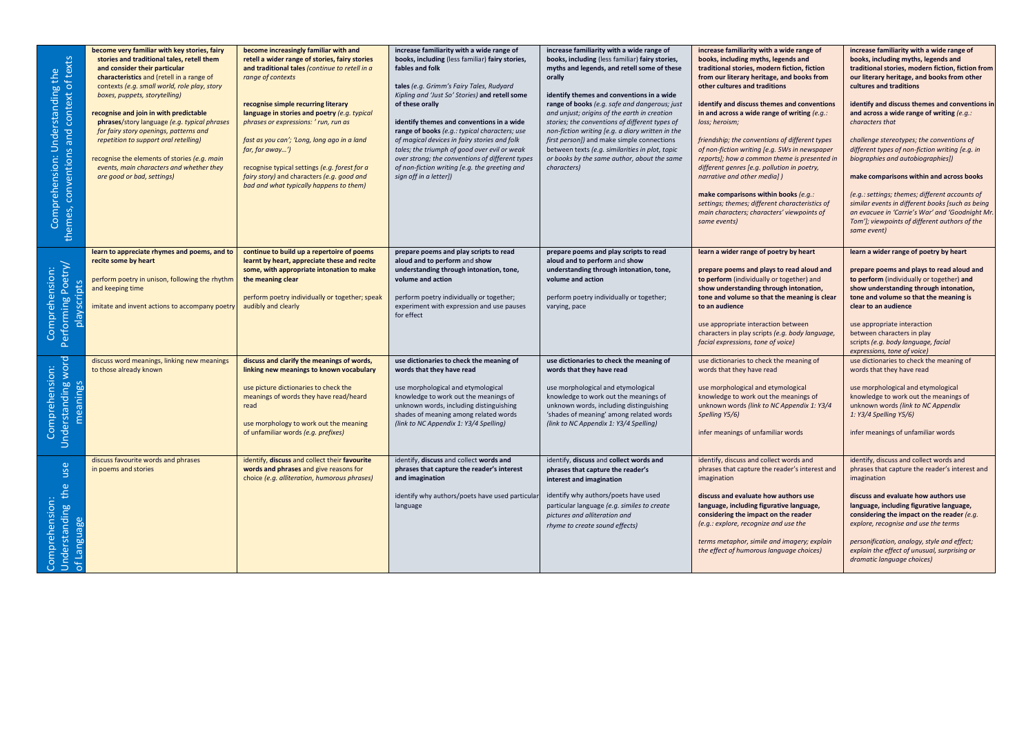| | | | | | | |
|---|---|---|---|---|---|---|
| Comprehension: Understanding the themes, conventions and context of texts | **become very familiar with key stories, fairy stories and traditional tales, retell them and consider their particular characteristics** and (retell in a range of contexts *(e.g. small world, role play, story boxes, puppets, storytelling)*<br><br>**recognise and join in with predictable phrases**/story language *(e.g. typical phrases for fairy story openings, patterns and repetition to support oral retelling)*<br><br>recognise the elements of stories *(e.g. main events, main characters and whether they are good or bad, settings)* | **become increasingly familiar with and retell a wider range of stories, fairy stories and traditional tales** *(continue to retell in a range of contexts*<br><br>**recognise simple recurring literary language in stories and poetry** *(e.g. typical phrases or expressions: ' run, run as fast as you can'; 'Long, long ago in a land far, far away…')*<br><br>recognise typical settings *(e.g. forest for a fairy story)* and characters *(e.g. good and bad and what typically happens to them)* | **increase familiarity with a wide range of books, including** (less familiar) **fairy stories, fables and folk tales** *(e.g. Grimm's Fairy Tales, Rudyard Kipling and 'Just So' Stories)* **and retell some of these orally**<br><br>**identify themes and conventions in a wide range of books** *(e.g.: typical characters; use of magical devices in fairy stories and folk tales; the triumph of good over evil or weak over strong; the conventions of different types of non-fiction writing [e.g. the greeting and sign off in a letter])* | **increase familiarity with a wide range of books, including** (less familiar) **fairy stories, myths and legends, and retell some of these orally**<br><br>**identify themes and conventions in a wide range of books** *(e.g. safe and dangerous; just and unjust; origins of the earth in creation stories; the conventions of different types of non-fiction writing [e.g. a diary written in the first person])* and make simple connections between texts *(e.g. similarities in plot, topic or books by the same author, about the same characters)* | **increase familiarity with a wide range of books, including myths, legends and traditional stories, modern fiction, fiction from our literary heritage, and books from other cultures and traditions**<br><br>**identify and discuss themes and conventions in and across a wide range of writing** *(e.g.: loss; heroism; friendship; the conventions of different types of non-fiction writing (e.g. 5Ws in newspaper reports]; how a common theme is presented in different genres [e.g. pollution in poetry, narrative and other media] )*<br><br>**make comparisons within books** *(e.g.: settings; themes; different characteristics of main characters; characters' viewpoints of same events)* | **increase familiarity with a wide range of books, including myths, legends and traditional stories, modern fiction, fiction from our literary heritage, and books from other cultures and traditions**<br><br>**identify and discuss themes and conventions in and across a wide range of writing** *(e.g.: characters that challenge stereotypes; the conventions of different types of non-fiction writing [e.g. in biographies and autobiographies])*<br><br>**make comparisons within and across books**<br><br>*(e.g.: settings; themes; different accounts of similar events in different books [such as being an evacuee in 'Carrie's War' and 'Goodnight Mr. Tom']; viewpoints of different authors of the same event)* |
| Comprehension: Performing Poetry/ playscripts | **learn to appreciate rhymes and poems, and to recite some by heart**<br><br>perform poetry in unison, following the rhythm and keeping time<br><br>imitate and invent actions to accompany poetry | **continue to build up a repertoire of poems learnt by heart, appreciate these and recite some, with appropriate intonation to make the meaning clear**<br><br>perform poetry individually or together; speak audibly and clearly | **prepare poems and play scripts to read aloud and to perform** and **show understanding through intonation, tone, volume and action**<br><br>perform poetry individually or together; experiment with expression and use pauses for effect | **prepare poems and play scripts to read aloud and to perform** and **show understanding through intonation, tone, volume and action**<br><br>perform poetry individually or together; varying, pace | **learn a wider range of poetry by heart**<br><br>**prepare poems and plays to read aloud and to perform** (individually or together) and **show understanding through intonation, tone and volume so that the meaning is clear to an audience**<br><br>use appropriate interaction between characters in play scripts *(e.g. body language, facial expressions, tone of voice)* | **learn a wider range of poetry by heart**<br><br>**prepare poems and plays to read aloud and to perform** (individually or together) **and show understanding through intonation, tone and volume so that the meaning is clear to an audience**<br><br>use appropriate interaction between characters in play scripts *(e.g. body language, facial expressions, tone of voice)* |
| Comprehension: Understanding word meanings | discuss word meanings, linking new meanings to those already known | **discuss and clarify the meanings of words, linking new meanings to known vocabulary**<br><br>use picture dictionaries to check the meanings of words they have read/heard read<br><br>use morphology to work out the meaning of unfamiliar words *(e.g. prefixes)* | **use dictionaries to check the meaning of words that they have read**<br><br>use morphological and etymological knowledge to work out the meanings of unknown words, including distinguishing shades of meaning among related words *(link to NC Appendix 1: Y3/4 Spelling)* | **use dictionaries to check the meaning of words that they have read**<br><br>use morphological and etymological knowledge to work out the meanings of unknown words, including distinguishing 'shades of meaning' among related words *(link to NC Appendix 1: Y3/4 Spelling)* | use dictionaries to check the meaning of words that they have read<br><br>use morphological and etymological knowledge to work out the meanings of unknown words *(link to NC Appendix 1: Y3/4 Spelling Y5/6)*<br><br>infer meanings of unfamiliar words | use dictionaries to check the meaning of words that they have read<br><br>use morphological and etymological knowledge to work out the meanings of unknown words *(link to NC Appendix 1: Y3/4 Spelling Y5/6)*<br><br>infer meanings of unfamiliar words |
| Comprehension: Understanding the use of Language | discuss favourite words and phrases in poems and stories | identify, **discuss** and collect their **favourite words and phrases** and give reasons for choice *(e.g. alliteration, humorous phrases)* | identify, **discuss** and collect **words and phrases that capture the reader's interest and imagination**<br><br>identify why authors/poets have used particular language | identify, **discuss** and **collect words and phrases that capture the reader's interest and imagination**<br><br>identify why authors/poets have used particular language *(e.g. similes to create pictures and alliteration and rhyme to create sound effects)* | identify, discuss and collect words and phrases that capture the reader's interest and imagination<br><br>**discuss and evaluate how authors use language, including figurative language, considering the impact on the reader** *(e.g.: explore, recognize and use the terms metaphor, simile and imagery; explain the effect of humorous language choices)* | identify, discuss and collect words and phrases that capture the reader's interest and imagination<br><br>**discuss and evaluate how authors use language, including figurative language, considering the impact on the reader** *(e.g. explore, recognise and use the terms personification, analogy, style and effect; explain the effect of unusual, surprising or dramatic language choices)* |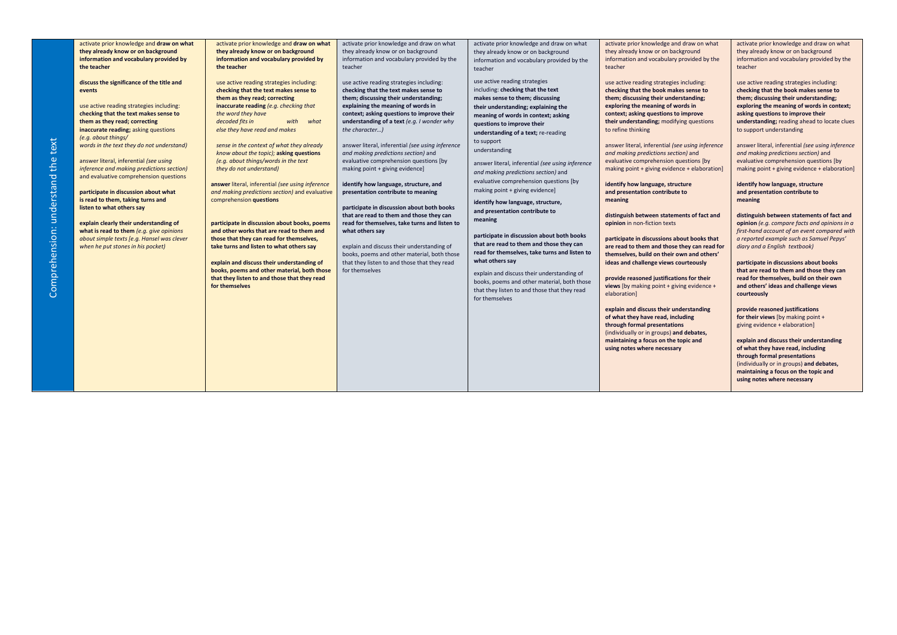| Comprehension: understand the text | | | | | | |
|---|---|---|---|---|---|---|
| | activate prior knowledge and **draw on what they already know or on background information and vocabulary provided by the teacher**<br><br>**discuss the significance of the title and events**<br><br>use active reading strategies including: **checking that the text makes sense to them as they read; correcting inaccurate reading;** asking questions *(e.g. about things/ words in the text they do not understand)*<br><br>answer literal, inferential *(see using inference and making predictions section)* and evaluative comprehension questions<br><br>**participate in discussion about what is read to them, taking turns and listen to what others say**<br><br>**explain clearly their understanding of what is read to them** *(e.g. give opinions about simple texts [e.g. Hansel was clever when he put stones in his pocket)* | activate prior knowledge and **draw on what they already know or on background information and vocabulary provided by the teacher**<br><br>use active reading strategies including: **checking that the text makes sense to them as they read; correcting inaccurate reading** *(e.g. checking that the word they have decoded fits in with what else they have read and makes sense in the context of what they already know about the topic);* **asking questions** *(e.g. about things/words in the text they do not understand)*<br><br>**answer** literal, inferential *(see using inference and making predictions section)* and evaluative comprehension **questions**<br><br>**participate in discussion about books, poems and other works that are read to them and those that they can read for themselves, take turns and listen to what others say**<br><br>**explain and discuss their understanding of books, poems and other material, both those that they listen to and those that they read for themselves** | activate prior knowledge and draw on what they already know or on background information and vocabulary provided by the teacher<br><br>use active reading strategies including: **checking that the text makes sense to them; discussing their understanding; explaining the meaning of words in context; asking questions to improve their understanding of a text** *(e.g. I wonder why the character…)*<br><br>answer literal, inferential *(see using inference and making predictions section)* and evaluative comprehension questions [by making point + giving evidence]<br><br>**identify how language, structure, and presentation contribute to meaning**<br><br>**participate in discussion about both books that are read to them and those they can read for themselves, take turns and listen to what others say**<br><br>explain and discuss their understanding of books, poems and other material, both those that they listen to and those that they read for themselves | activate prior knowledge and draw on what they already know or on background information and vocabulary provided by the teacher<br><br>use active reading strategies including: **checking that the text makes sense to them; discussing their understanding; explaining the meaning of words in context; asking questions to improve their understanding of a text;** re-reading to support understanding<br><br>answer literal, inferential *(see using inference and making predictions section)* and evaluative comprehension questions [by making point + giving evidence]<br><br>**identify how language, structure, and presentation contribute to meaning**<br><br>**participate in discussion about both books that are read to them and those they can read for themselves, take turns and listen to what others say**<br><br>explain and discuss their understanding of books, poems and other material, both those that they listen to and those that they read for themselves | activate prior knowledge and draw on what they already know or on background information and vocabulary provided by the teacher<br><br>use active reading strategies including: **checking that the book makes sense to them; discussing their understanding; exploring the meaning of words in context; asking questions to improve their understanding;** modifying questions to refine thinking<br><br>answer literal, inferential *(see using inference and making predictions section)* and evaluative comprehension questions [by making point + giving evidence + elaboration]<br><br>**identify how language, structure and presentation contribute to meaning**<br><br>**distinguish between statements of fact and opinion** in non-fiction texts<br><br>**participate in discussions about books that are read to them and those they can read for themselves, build on their own and others' ideas and challenge views courteously**<br><br>**provide reasoned justifications for their views** [by making point + giving evidence + elaboration]<br><br>**explain and discuss their understanding of what they have read, including through formal presentations** (individually or in groups) **and debates, maintaining a focus on the topic and using notes where necessary** | activate prior knowledge and draw on what they already know or on background information and vocabulary provided by the teacher<br><br>use active reading strategies including: **checking that the book makes sense to them; discussing their understanding; exploring the meaning of words in context; asking questions to improve their understanding;** reading ahead to locate clues to support understanding<br><br>answer literal, inferential *(see using inference and making predictions section)* and evaluative comprehension questions [by making point + giving evidence + elaboration]<br><br>**identify how language, structure and presentation contribute to meaning**<br><br>**distinguish between statements of fact and opinion** *(e.g. compare facts and opinions in a first-hand account of an event compared with a reported example such as Samuel Pepys' diary and a English textbook)*<br><br>**participate in discussions about books that are read to them and those they can read for themselves, build on their own and others' ideas and challenge views courteously**<br><br>**provide reasoned justifications for their views** [by making point + giving evidence + elaboration]<br><br>**explain and discuss their understanding of what they have read, including through formal presentations** (individually or in groups) **and debates, maintaining a focus on the topic and using notes where necessary** |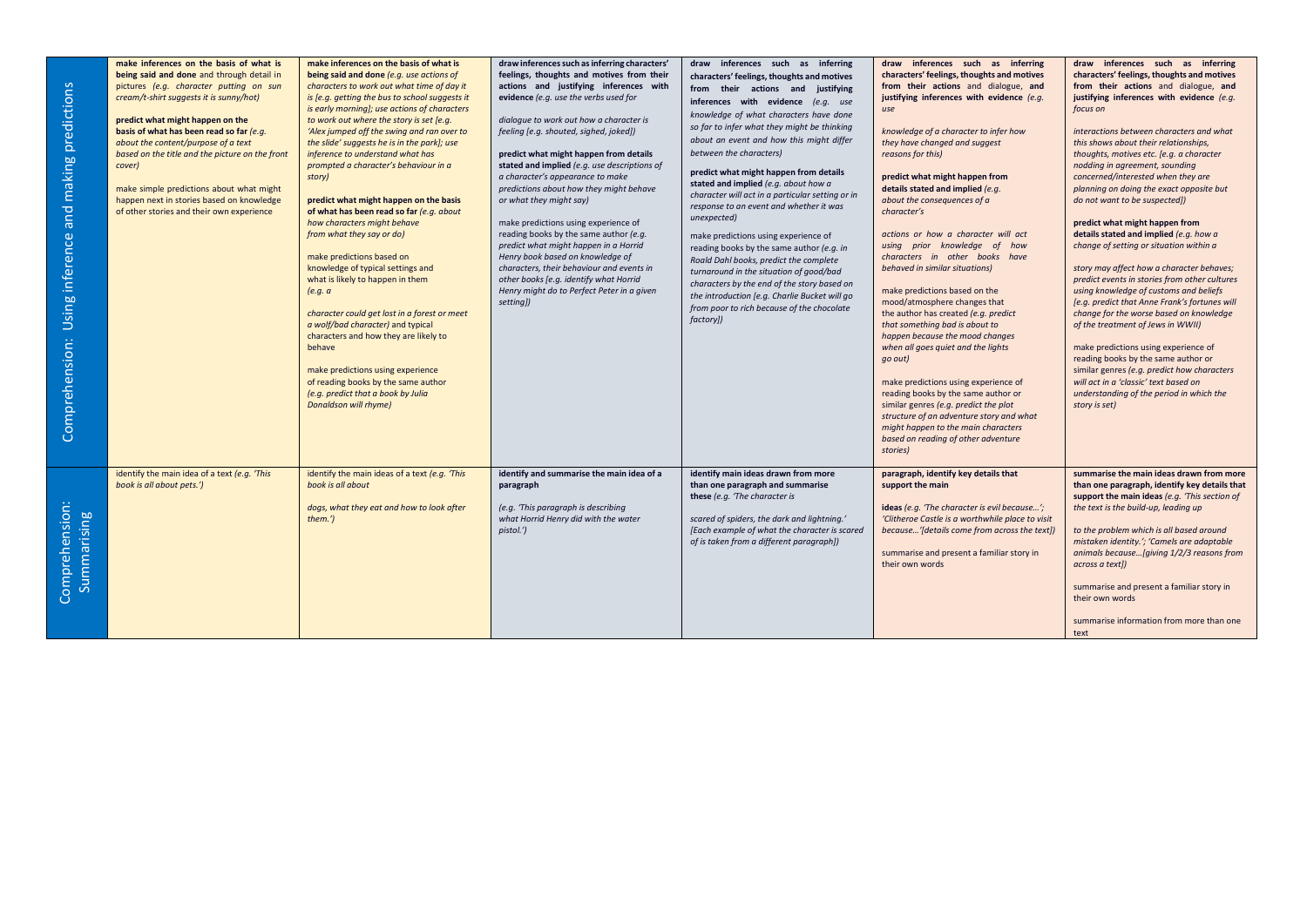| | | | | | | |
|---|---|---|---|---|---|---|
| Comprehension: Using inference and making predictions | **make inferences on the basis of what is being said and done** and through detail in pictures *(e.g. character putting on sun cream/t-shirt suggests it is sunny/hot)*<br><br>**predict what might happen on the basis of what has been read so far** *(e.g. about the content/purpose of a text based on the title and the picture on the front cover)*<br><br>make simple predictions about what might happen next in stories based on knowledge of other stories and their own experience | **make inferences on the basis of what is being said and done** *(e.g. use actions of characters to work out what time of day it is [e.g. getting the bus to school suggests it is early morning]; use actions of characters to work out where the story is set [e.g. 'Alex jumped off the swing and ran over to the slide' suggests he is in the park]; use inference to understand what has prompted a character's behaviour in a story)*<br><br>**predict what might happen on the basis of what has been read so far** *(e.g. about how characters might behave from what they say or do)*<br><br>make predictions based on knowledge of typical settings and what is likely to happen in them *(e.g. a character could get lost in a forest or meet a wolf/bad character)* and typical characters and how they are likely to behave<br><br>make predictions using experience of reading books by the same author *(e.g. predict that a book by Julia Donaldson will rhyme)* | **draw inferences such as inferring characters' feelings, thoughts and motives from their actions and justifying inferences with evidence** *(e.g. use the verbs used for dialogue to work out how a character is feeling [e.g. shouted, sighed, joked])*<br><br>**predict what might happen from details stated and implied** *(e.g. use descriptions of a character's appearance to make predictions about how they might behave or what they might say)*<br><br>make predictions using experience of reading books by the same author *(e.g. predict what might happen in a Horrid Henry book based on knowledge of characters, their behaviour and events in other books [e.g. identify what Horrid Henry might do to Perfect Peter in a given setting])* | **draw inferences such as inferring characters' feelings, thoughts and motives from their actions and justifying inferences with evidence** *(e.g. use knowledge of what characters have done so far to infer what they might be thinking about an event and how this might differ between the characters)*<br><br>**predict what might happen from details stated and implied** *(e.g. about how a character will act in a particular setting or in response to an event and whether it was unexpected)*<br><br>make predictions using experience of reading books by the same author *(e.g. in Roald Dahl books, predict the complete turnaround in the situation of good/bad characters by the end of the story based on the introduction [e.g. Charlie Bucket will go from poor to rich because of the chocolate factory])* | **draw inferences such as inferring characters' feelings, thoughts and motives from their actions** and dialogue, **and justifying inferences with evidence** *(e.g. use knowledge of a character to infer how they have changed and suggest reasons for this)*<br><br>**predict what might happen from details stated and implied** *(e.g. about the consequences of a character's actions or how a character will act using prior knowledge of how characters in other books have behaved in similar situations)*<br><br>make predictions based on the mood/atmosphere changes that the author has created *(e.g. predict that something bad is about to happen because the mood changes when all goes quiet and the lights go out)*<br><br>make predictions using experience of reading books by the same author or similar genres *(e.g. predict the plot structure of an adventure story and what might happen to the main characters based on reading of other adventure stories)* | **draw inferences such as inferring characters' feelings, thoughts and motives from their actions** and dialogue, **and justifying inferences with evidence** *(e.g. focus on interactions between characters and what this shows about their relationships, thoughts, motives etc. [e.g. a character nodding in agreement, sounding concerned/interested when they are planning on doing the exact opposite but do not want to be suspected])*<br><br>**predict what might happen from details stated and implied** *(e.g. how a change of setting or situation within a story may affect how a character behaves; predict events in stories from other cultures using knowledge of customs and beliefs [e.g. predict that Anne Frank's fortunes will change for the worse based on knowledge of the treatment of Jews in WWII)*<br><br>make predictions using experience of reading books by the same author or similar genres *(e.g. predict how characters will act in a 'classic' text based on understanding of the period in which the story is set)* |
| Comprehension: Summarising | identify the main idea of a text *(e.g. 'This book is all about pets.')* | identify the main ideas of a text *(e.g. 'This book is all about dogs, what they eat and how to look after them.')* | **identify and summarise the main idea of a paragraph** *(e.g. 'This paragraph is describing what Horrid Henry did with the water pistol.')* | **identify main ideas drawn from more than one paragraph and summarise these** *(e.g. 'The character is scared of spiders, the dark and lightning.' [Each example of what the character is scared of is taken from a different paragraph])* | **paragraph, identify key details that support the main ideas** *(e.g. 'The character is evil because…'; 'Clitheroe Castle is a worthwhile place to visit because…'[details come from across the text])*<br><br>summarise and present a familiar story in their own words | **summarise the main ideas drawn from more than one paragraph, identify key details that support the main ideas** *(e.g. 'This section of the text is the build-up, leading up to the problem which is all based around mistaken identity.'; 'Camels are adaptable animals because…[giving 1/2/3 reasons from across a text])*<br><br>summarise and present a familiar story in their own words<br><br>summarise information from more than one text |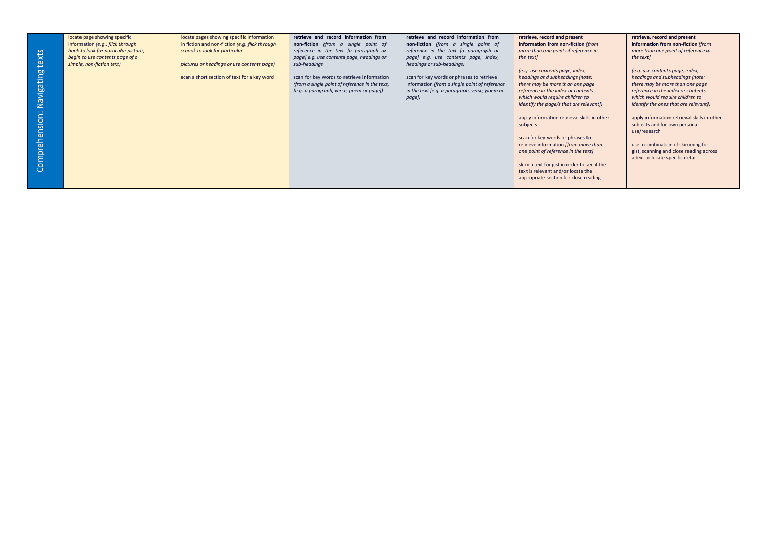| | | | | | | |
|---|---|---|---|---|---|---|
| Comprehension: Navigating texts | locate page showing specific information *(e.g.: flick through book to look for particular picture; begin to use contents page of a simple, non-fiction text)* | locate pages showing specific information in fiction and non-fiction *(e.g. flick through a book to look for particular pictures or headings or use contents page)*<br><br>scan a short section of text for a key word | **retrieve and record information from non-fiction** *(from a single point of reference in the text [a paragraph or page] e.g. use contents page, headings or sub-headings*<br><br>scan for key words to retrieve information *(from a single point of reference in the text, [e.g. a paragraph, verse, poem or page])* | **retrieve and record information from non-fiction** *(from a single point of reference in the text [a paragraph or page] e.g. use contents page, index, headings or sub-headings)*<br><br>scan for key words or phrases to retrieve information *(from a single point of reference in the text [e.g. a paragraph, verse, poem or page])* | **retrieve, record and present information from non-fiction** *[from more than one point of reference in the text]*<br><br>*(e.g. use contents page, index, headings and subheadings [note: there may be more than one page reference in the index or contents which would require children to identify the page/s that are relevant])*<br><br>apply information retrieval skills in other subjects<br><br>scan for key words or phrases to retrieve information *[from more than one point of reference in the text]*<br><br>skim a text for gist in order to see if the text is relevant and/or locate the appropriate section for close reading | **retrieve, record and present information from non-fiction** *[from more than one point of reference in the text]*<br><br>*(e.g. use contents page, index, headings and subheadings [note: there may be more than one page reference in the index or contents which would require children to identify the ones that are relevant])*<br><br>apply information retrieval skills in other subjects and for own personal use/research<br><br>use a combination of skimming for gist, scanning and close reading across a text to locate specific detail |